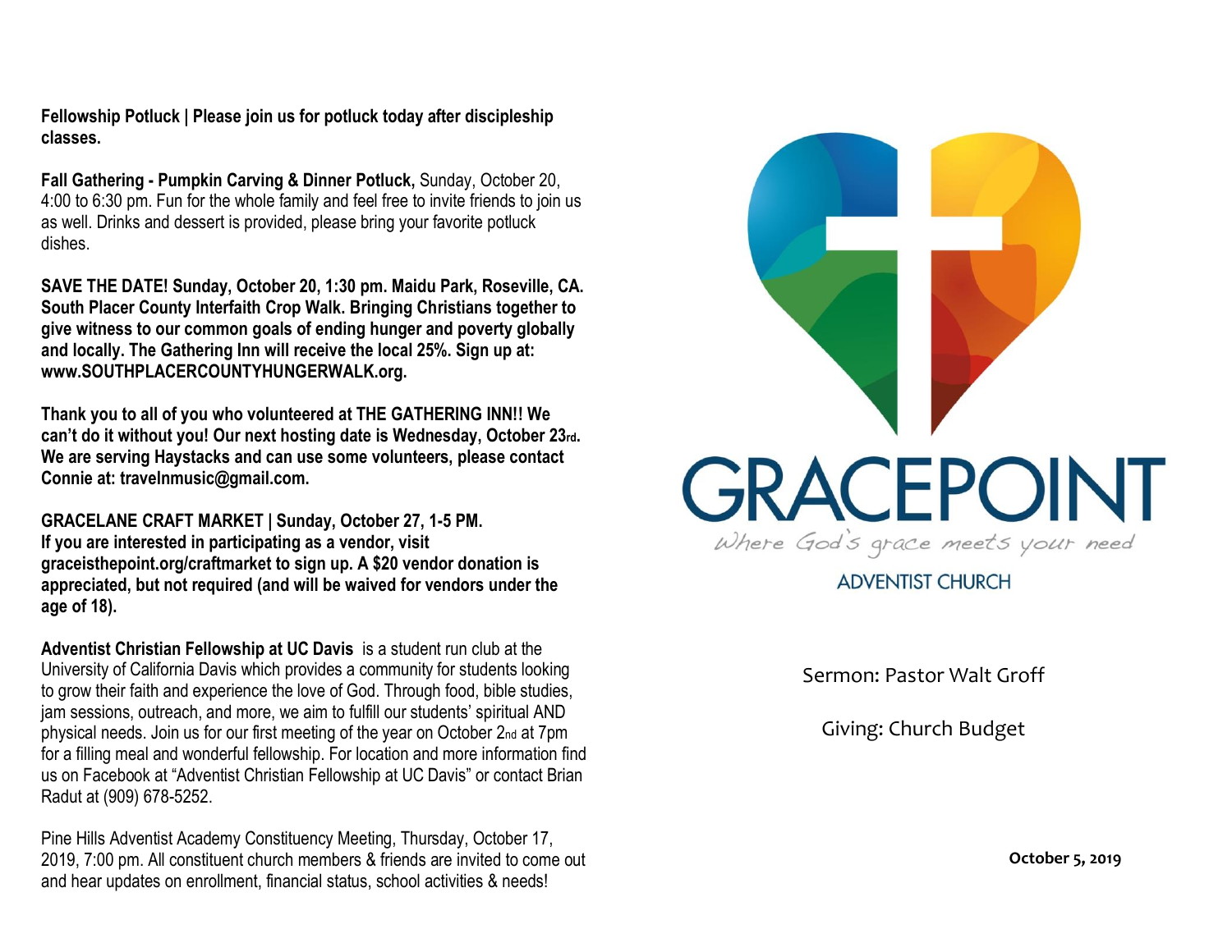**Fellowship Potluck | Please join us for potluck today after discipleship classes.**

**Fall Gathering - Pumpkin Carving & Dinner Potluck,** Sunday, October 20, 4:00 to 6:30 pm. Fun for the whole family and feel free to invite friends to join us as well. Drinks and dessert is provided, please bring your favorite potluck dishes.

**SAVE THE DATE! Sunday, October 20, 1:30 pm. Maidu Park, Roseville, CA. South Placer County Interfaith Crop Walk. Bringing Christians together to give witness to our common goals of ending hunger and poverty globally and locally. The Gathering Inn will receive the local 25%. Sign up at: www.SOUTHPLACERCOUNTYHUNGERWALK.org.**

**Thank you to all of you who volunteered at THE GATHERING INN!! We can't do it without you! Our next hosting date is Wednesday, October 23rd. We are serving Haystacks and can use some volunteers, please contact Connie at: travelnmusic@gmail.com.**

**GRACELANE CRAFT MARKET | Sunday, October 27, 1-5 PM. If you are interested in participating as a vendor, visit graceisthepoint.org/craftmarket to sign up. A $20 vendor donation is appreciated, but not required (and will be waived for vendors under the age of 18).**

**Adventist Christian Fellowship at UC Davis** is a student run club at the University of California Davis which provides a community for students looking to grow their faith and experience the love of God. Through food, bible studies, jam sessions, outreach, and more, we aim to fulfill our students' spiritual AND physical needs. Join us for our first meeting of the year on October 2nd at 7pm for a filling meal and wonderful fellowship. For location and more information find us on Facebook at "Adventist Christian Fellowship at UC Davis" or contact Brian Radut at (909) 678-5252.

Pine Hills Adventist Academy Constituency Meeting, Thursday, October 17, 2019, 7:00 pm. All constituent church members & friends are invited to come out and hear updates on enrollment, financial status, school activities & needs!

# GRACEPOINT

*Where God's grace meets your need*

ADVENTIST CHURCH

Sermon: Pastor Walt Groff

Giving: Church Budget

**October 5, 2019**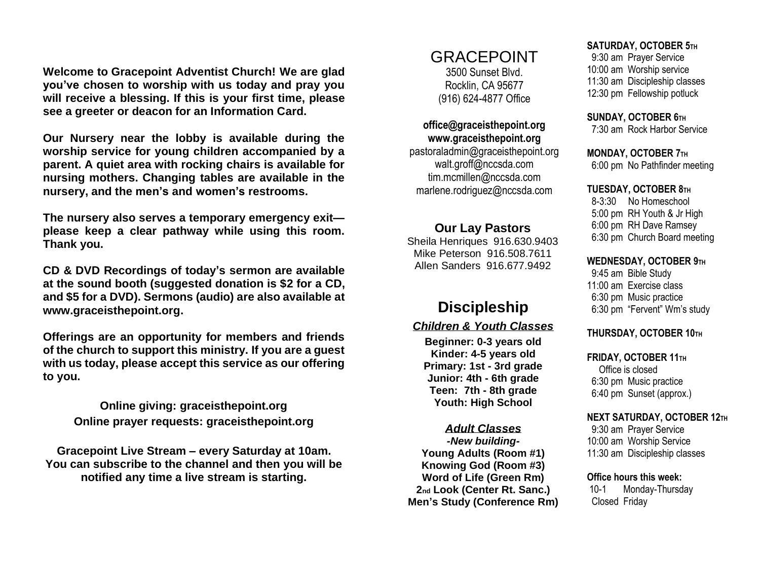**Welcome to Gracepoint Adventist Church! We are glad you've chosen to worship with us today and pray you will receive a blessing. If this is your first time, please see a greeter or deacon for an Information Card.**

**Our Nursery near the lobby is available during the worship service for young children accompanied by a parent. A quiet area with rocking chairs is available for nursing mothers. Changing tables are available in the nursery, and the men's and women's restrooms.**

**The nursery also serves a temporary emergency exit—please keep a clear pathway while using this room. Thank you.**

**CD & DVD Recordings of today's sermon are available at the sound booth (suggested donation is $2 for a CD, and $5 for a DVD). Sermons (audio) are also available at www.graceisthepoint.org.**

**Offerings are an opportunity for members and friends of the church to support this ministry. If you are a guest with us today, please accept this service as our offering to you.**

**Online giving: graceisthepoint.org**

**Online prayer requests: graceisthepoint.org**

**Gracepoint Live Stream – every Saturday at 10am. You can subscribe to the channel and then you will be notified any time a live stream is starting.**

# GRACEPOINT

3500 Sunset Blvd.
Rocklin, CA 95677
(916) 624-4877 Office

**office@graceisthepoint.org**
**www.graceisthepoint.org**
pastoraladmin@graceisthepoint.org
walt.groff@nccsda.com
tim.mcmillen@nccsda.com
marlene.rodriguez@nccsda.com

## Our Lay Pastors

Sheila Henriques 916.630.9403
Mike Peterson 916.508.7611
Allen Sanders 916.677.9492

## Discipleship

***Children & Youth Classes***

**Beginner: 0-3 years old**
**Kinder: 4-5 years old**
**Primary: 1st - 3rd grade**
**Junior: 4th - 6th grade**
**Teen: 7th - 8th grade**
**Youth: High School**

***Adult Classes***

***-New building-***

**Young Adults (Room #1)**
**Knowing God (Room #3)**
**Word of Life (Green Rm)**
**2nd Look (Center Rt. Sanc.)**
**Men's Study (Conference Rm)**

**SATURDAY, OCTOBER 5TH**
9:30 am Prayer Service
10:00 am Worship service
11:30 am Discipleship classes
12:30 pm Fellowship potluck

**SUNDAY, OCTOBER 6TH**
7:30 am Rock Harbor Service

**MONDAY, OCTOBER 7TH**
6:00 pm No Pathfinder meeting

**TUESDAY, OCTOBER 8TH**
8-3:30 No Homeschool
5:00 pm RH Youth & Jr High
6:00 pm RH Dave Ramsey
6:30 pm Church Board meeting

**WEDNESDAY, OCTOBER 9TH**
9:45 am Bible Study
11:00 am Exercise class
6:30 pm Music practice
6:30 pm "Fervent" Wm's study

**THURSDAY, OCTOBER 10TH**

**FRIDAY, OCTOBER 11TH**
Office is closed
6:30 pm Music practice
6:40 pm Sunset (approx.)

**NEXT SATURDAY, OCTOBER 12TH**
9:30 am Prayer Service
10:00 am Worship Service
11:30 am Discipleship classes

**Office hours this week:**
10-1 Monday-Thursday
Closed Friday